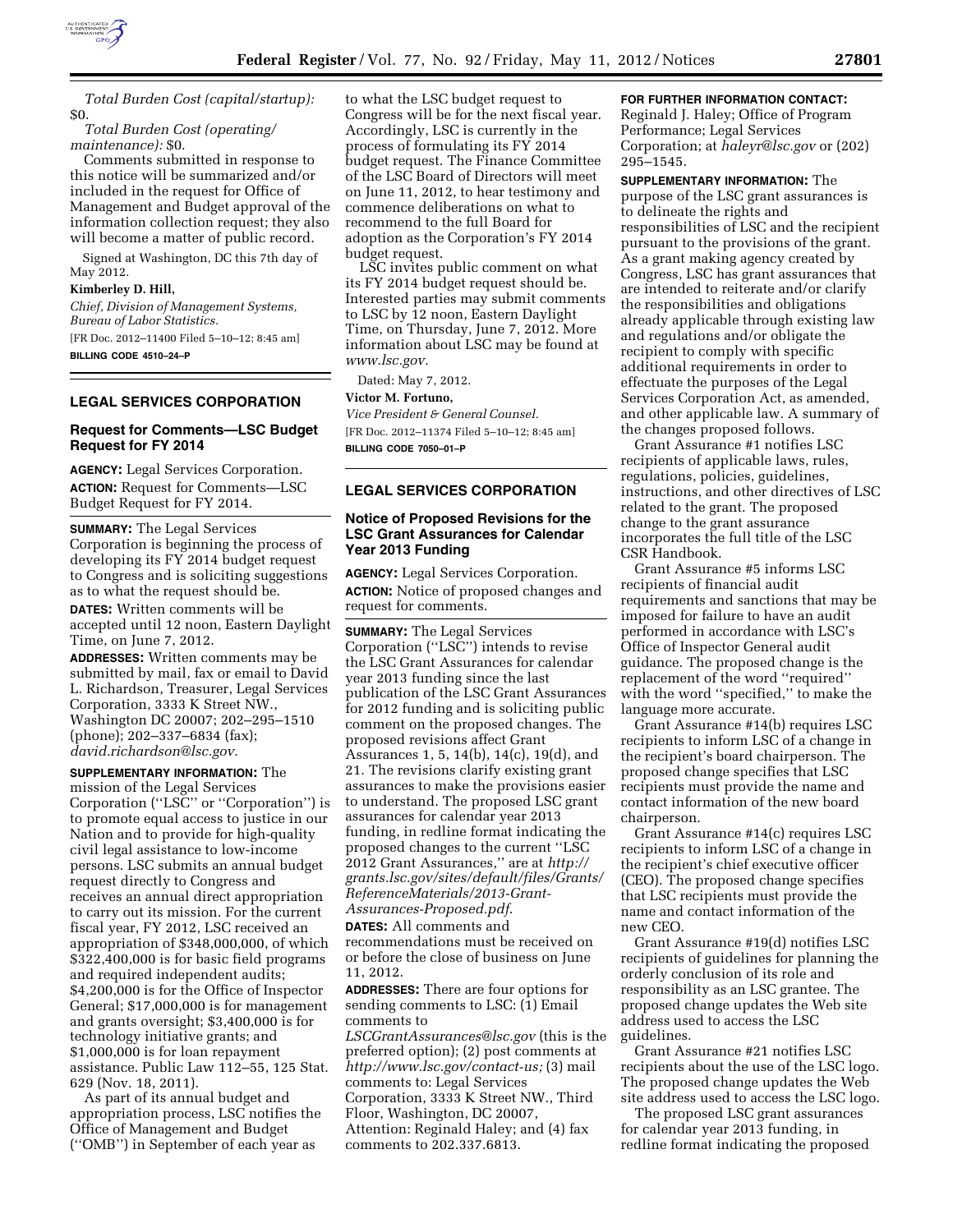*Total Burden Cost (capital/startup):* $0.

*Total Burden Cost (operating/maintenance):* $0.

Comments submitted in response to this notice will be summarized and/or included in the request for Office of Management and Budget approval of the information collection request; they also will become a matter of public record.

Signed at Washington, DC this 7th day of May 2012.

**Kimberley D. Hill,**

*Chief, Division of Management Systems, Bureau of Labor Statistics.*

[FR Doc. 2012–11400 Filed 5–10–12; 8:45 am]

**BILLING CODE 4510–24–P**

## LEGAL SERVICES CORPORATION

### Request for Comments—LSC Budget Request for FY 2014

**AGENCY:** Legal Services Corporation.

**ACTION:** Request for Comments—LSC Budget Request for FY 2014.

**SUMMARY:** The Legal Services Corporation is beginning the process of developing its FY 2014 budget request to Congress and is soliciting suggestions as to what the request should be.

**DATES:** Written comments will be accepted until 12 noon, Eastern Daylight Time, on June 7, 2012.

**ADDRESSES:** Written comments may be submitted by mail, fax or email to David L. Richardson, Treasurer, Legal Services Corporation, 3333 K Street NW., Washington DC 20007; 202–295–1510 (phone); 202–337–6834 (fax); *david.richardson@lsc.gov.*

**SUPPLEMENTARY INFORMATION:** The mission of the Legal Services Corporation (''LSC'' or ''Corporation'') is to promote equal access to justice in our Nation and to provide for high-quality civil legal assistance to low-income persons. LSC submits an annual budget request directly to Congress and receives an annual direct appropriation to carry out its mission. For the current fiscal year, FY 2012, LSC received an appropriation of $348,000,000, of which $322,400,000 is for basic field programs and required independent audits; $4,200,000 is for the Office of Inspector General; $17,000,000 is for management and grants oversight; $3,400,000 is for technology initiative grants; and $1,000,000 is for loan repayment assistance. Public Law 112–55, 125 Stat. 629 (Nov. 18, 2011).

As part of its annual budget and appropriation process, LSC notifies the Office of Management and Budget (''OMB'') in September of each year as to what the LSC budget request to Congress will be for the next fiscal year. Accordingly, LSC is currently in the process of formulating its FY 2014 budget request. The Finance Committee of the LSC Board of Directors will meet on June 11, 2012, to hear testimony and commence deliberations on what to recommend to the full Board for adoption as the Corporation's FY 2014 budget request.

LSC invites public comment on what its FY 2014 budget request should be. Interested parties may submit comments to LSC by 12 noon, Eastern Daylight Time, on Thursday, June 7, 2012. More information about LSC may be found at *www.lsc.gov.*

Dated: May 7, 2012.

**Victor M. Fortuno,**

*Vice President & General Counsel.*

[FR Doc. 2012–11374 Filed 5–10–12; 8:45 am]

**BILLING CODE 7050–01–P**

## LEGAL SERVICES CORPORATION

### Notice of Proposed Revisions for the LSC Grant Assurances for Calendar Year 2013 Funding

**AGENCY:** Legal Services Corporation.

**ACTION:** Notice of proposed changes and request for comments.

**SUMMARY:** The Legal Services Corporation (''LSC'') intends to revise the LSC Grant Assurances for calendar year 2013 funding since the last publication of the LSC Grant Assurances for 2012 funding and is soliciting public comment on the proposed changes. The proposed revisions affect Grant Assurances 1, 5, 14(b), 14(c), 19(d), and 21. The revisions clarify existing grant assurances to make the provisions easier to understand. The proposed LSC grant assurances for calendar year 2013 funding, in redline format indicating the proposed changes to the current ''LSC 2012 Grant Assurances,'' are at *http://grants.lsc.gov/sites/default/files/Grants/ReferenceMaterials/2013-Grant-Assurances-Proposed.pdf*.

**DATES:** All comments and recommendations must be received on or before the close of business on June 11, 2012.

**ADDRESSES:** There are four options for sending comments to LSC: (1) Email comments to *LSCGrantAssurances@lsc.gov* (this is the preferred option); (2) post comments at *http://www.lsc.gov/contact-us;* (3) mail comments to: Legal Services Corporation, 3333 K Street NW., Third Floor, Washington, DC 20007, Attention: Reginald Haley; and (4) fax comments to 202.337.6813.

**FOR FURTHER INFORMATION CONTACT:** Reginald J. Haley; Office of Program Performance; Legal Services Corporation; at *haleyr@lsc.gov* or (202) 295–1545.

**SUPPLEMENTARY INFORMATION:** The purpose of the LSC grant assurances is to delineate the rights and responsibilities of LSC and the recipient pursuant to the provisions of the grant. As a grant making agency created by Congress, LSC has grant assurances that are intended to reiterate and/or clarify the responsibilities and obligations already applicable through existing law and regulations and/or obligate the recipient to comply with specific additional requirements in order to effectuate the purposes of the Legal Services Corporation Act, as amended, and other applicable law. A summary of the changes proposed follows.

Grant Assurance #1 notifies LSC recipients of applicable laws, rules, regulations, policies, guidelines, instructions, and other directives of LSC related to the grant. The proposed change to the grant assurance incorporates the full title of the LSC CSR Handbook.

Grant Assurance #5 informs LSC recipients of financial audit requirements and sanctions that may be imposed for failure to have an audit performed in accordance with LSC's Office of Inspector General audit guidance. The proposed change is the replacement of the word ''required'' with the word ''specified,'' to make the language more accurate.

Grant Assurance #14(b) requires LSC recipients to inform LSC of a change in the recipient's board chairperson. The proposed change specifies that LSC recipients must provide the name and contact information of the new board chairperson.

Grant Assurance #14(c) requires LSC recipients to inform LSC of a change in the recipient's chief executive officer (CEO). The proposed change specifies that LSC recipients must provide the name and contact information of the new CEO.

Grant Assurance #19(d) notifies LSC recipients of guidelines for planning the orderly conclusion of its role and responsibility as an LSC grantee. The proposed change updates the Web site address used to access the LSC guidelines.

Grant Assurance #21 notifies LSC recipients about the use of the LSC logo. The proposed change updates the Web site address used to access the LSC logo.

The proposed LSC grant assurances for calendar year 2013 funding, in redline format indicating the proposed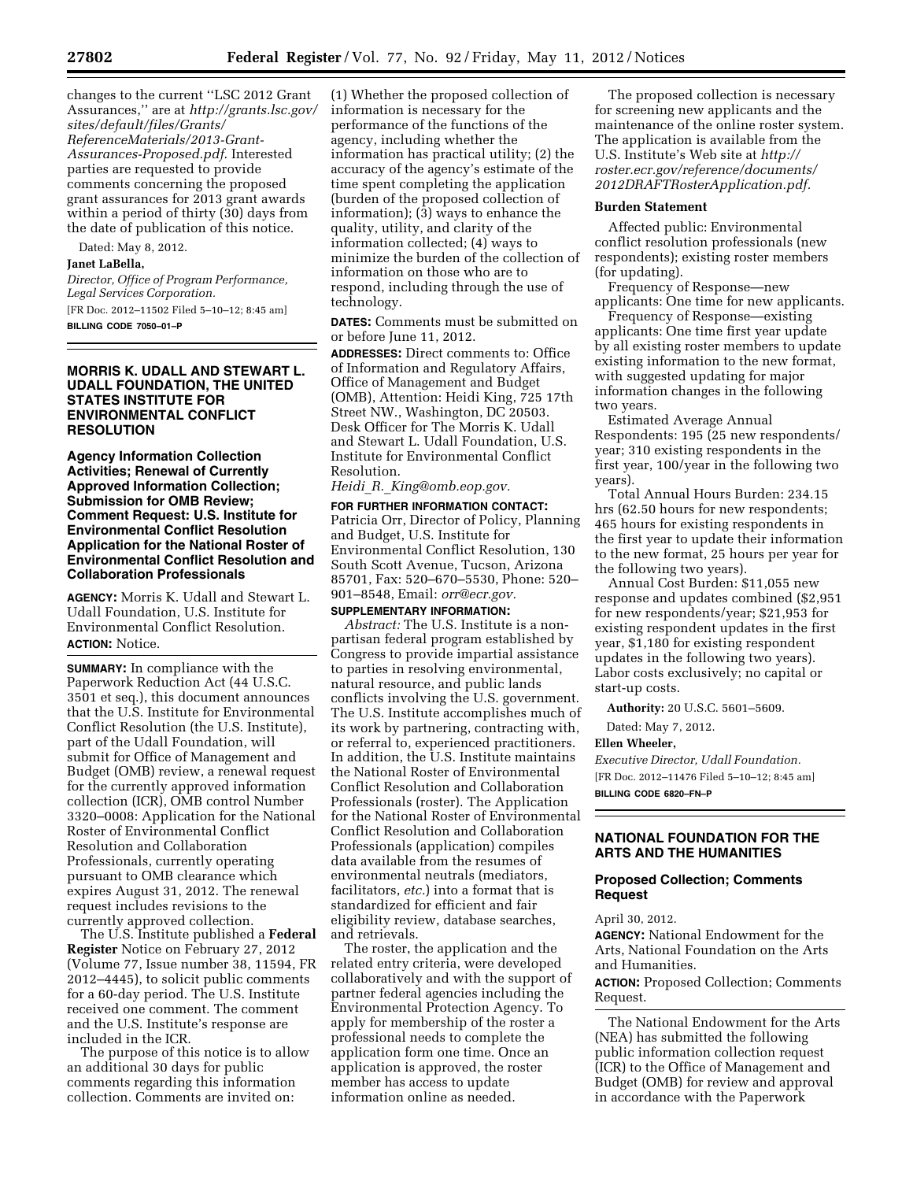changes to the current ''LSC 2012 Grant Assurances,'' are at *http://grants.lsc.gov/sites/default/files/Grants/ReferenceMaterials/2013-Grant-Assurances-Proposed.pdf*. Interested parties are requested to provide comments concerning the proposed grant assurances for 2013 grant awards within a period of thirty (30) days from the date of publication of this notice.

Dated: May 8, 2012.

**Janet LaBella,**

*Director, Office of Program Performance, Legal Services Corporation.*

[FR Doc. 2012–11502 Filed 5–10–12; 8:45 am]

**BILLING CODE 7050–01–P**

## MORRIS K. UDALL AND STEWART L. UDALL FOUNDATION, THE UNITED STATES INSTITUTE FOR ENVIRONMENTAL CONFLICT RESOLUTION

### Agency Information Collection Activities; Renewal of Currently Approved Information Collection; Submission for OMB Review; Comment Request: U.S. Institute for Environmental Conflict Resolution Application for the National Roster of Environmental Conflict Resolution and Collaboration Professionals

**AGENCY:** Morris K. Udall and Stewart L. Udall Foundation, U.S. Institute for Environmental Conflict Resolution.

**ACTION:** Notice.

**SUMMARY:** In compliance with the Paperwork Reduction Act (44 U.S.C. 3501 et seq.), this document announces that the U.S. Institute for Environmental Conflict Resolution (the U.S. Institute), part of the Udall Foundation, will submit for Office of Management and Budget (OMB) review, a renewal request for the currently approved information collection (ICR), OMB control Number 3320–0008: Application for the National Roster of Environmental Conflict Resolution and Collaboration Professionals, currently operating pursuant to OMB clearance which expires August 31, 2012. The renewal request includes revisions to the currently approved collection.

The U.S. Institute published a **Federal Register** Notice on February 27, 2012 (Volume 77, Issue number 38, 11594, FR 2012–4445), to solicit public comments for a 60-day period. The U.S. Institute received one comment. The comment and the U.S. Institute's response are included in the ICR.

The purpose of this notice is to allow an additional 30 days for public comments regarding this information collection. Comments are invited on: (1) Whether the proposed collection of information is necessary for the performance of the functions of the agency, including whether the information has practical utility; (2) the accuracy of the agency's estimate of the time spent completing the application (burden of the proposed collection of information); (3) ways to enhance the quality, utility, and clarity of the information collected; (4) ways to minimize the burden of the collection of information on those who are to respond, including through the use of technology.

**DATES:** Comments must be submitted on or before June 11, 2012.

**ADDRESSES:** Direct comments to: Office of Information and Regulatory Affairs, Office of Management and Budget (OMB), Attention: Heidi King, 725 17th Street NW., Washington, DC 20503. Desk Officer for The Morris K. Udall and Stewart L. Udall Foundation, U.S. Institute for Environmental Conflict Resolution. *Heidi_R._King@omb.eop.gov.*

**FOR FURTHER INFORMATION CONTACT:** Patricia Orr, Director of Policy, Planning and Budget, U.S. Institute for Environmental Conflict Resolution, 130 South Scott Avenue, Tucson, Arizona 85701, Fax: 520–670–5530, Phone: 520–901–8548, Email: *orr@ecr.gov.*

**SUPPLEMENTARY INFORMATION:**

*Abstract:* The U.S. Institute is a non-partisan federal program established by Congress to provide impartial assistance to parties in resolving environmental, natural resource, and public lands conflicts involving the U.S. government. The U.S. Institute accomplishes much of its work by partnering, contracting with, or referral to, experienced practitioners. In addition, the U.S. Institute maintains the National Roster of Environmental Conflict Resolution and Collaboration Professionals (roster). The Application for the National Roster of Environmental Conflict Resolution and Collaboration Professionals (application) compiles data available from the resumes of environmental neutrals (mediators, facilitators, *etc.*) into a format that is standardized for efficient and fair eligibility review, database searches, and retrievals.

The roster, the application and the related entry criteria, were developed collaboratively and with the support of partner federal agencies including the Environmental Protection Agency. To apply for membership of the roster a professional needs to complete the application form one time. Once an application is approved, the roster member has access to update information online as needed.

The proposed collection is necessary for screening new applicants and the maintenance of the online roster system. The application is available from the U.S. Institute's Web site at *http://roster.ecr.gov/reference/documents/2012DRAFTRosterApplication.pdf.*

#### Burden Statement

Affected public: Environmental conflict resolution professionals (new respondents); existing roster members (for updating).

Frequency of Response—new applicants: One time for new applicants.

Frequency of Response—existing applicants: One time first year update by all existing roster members to update existing information to the new format, with suggested updating for major information changes in the following two years.

Estimated Average Annual Respondents: 195 (25 new respondents/year; 310 existing respondents in the first year, 100/year in the following two years).

Total Annual Hours Burden: 234.15 hrs (62.50 hours for new respondents; 465 hours for existing respondents in the first year to update their information to the new format, 25 hours per year for the following two years).

Annual Cost Burden: $11,055 new response and updates combined ($2,951 for new respondents/year; $21,953 for existing respondent updates in the first year, $1,180 for existing respondent updates in the following two years). Labor costs exclusively; no capital or start-up costs.

**Authority:** 20 U.S.C. 5601–5609.

Dated: May 7, 2012.

**Ellen Wheeler,**

*Executive Director, Udall Foundation.*

[FR Doc. 2012–11476 Filed 5–10–12; 8:45 am]

**BILLING CODE 6820–FN–P**

## NATIONAL FOUNDATION FOR THE ARTS AND THE HUMANITIES

### Proposed Collection; Comments Request

April 30, 2012.

**AGENCY:** National Endowment for the Arts, National Foundation on the Arts and Humanities.

**ACTION:** Proposed Collection; Comments Request.

The National Endowment for the Arts (NEA) has submitted the following public information collection request (ICR) to the Office of Management and Budget (OMB) for review and approval in accordance with the Paperwork